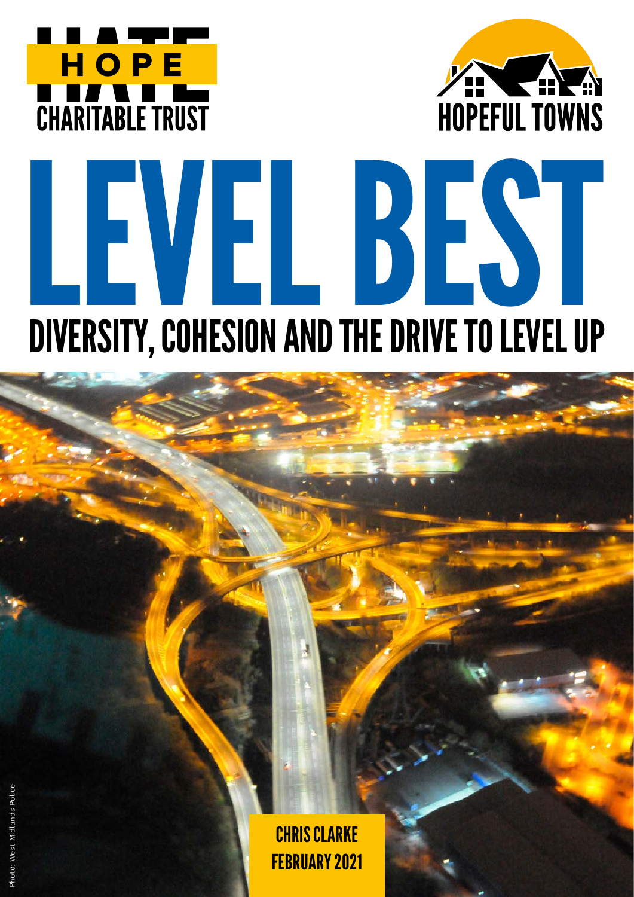HOPE not HATE CHARITABLE TRUST

HOPEFUL TOWNS

# LEVEL BEST

## DIVERSITY, COHESION AND THE DRIVE TO LEVEL UP

Photo: West Midlands Police

**CHRIS CLARKE**
**FEBRUARY 2021**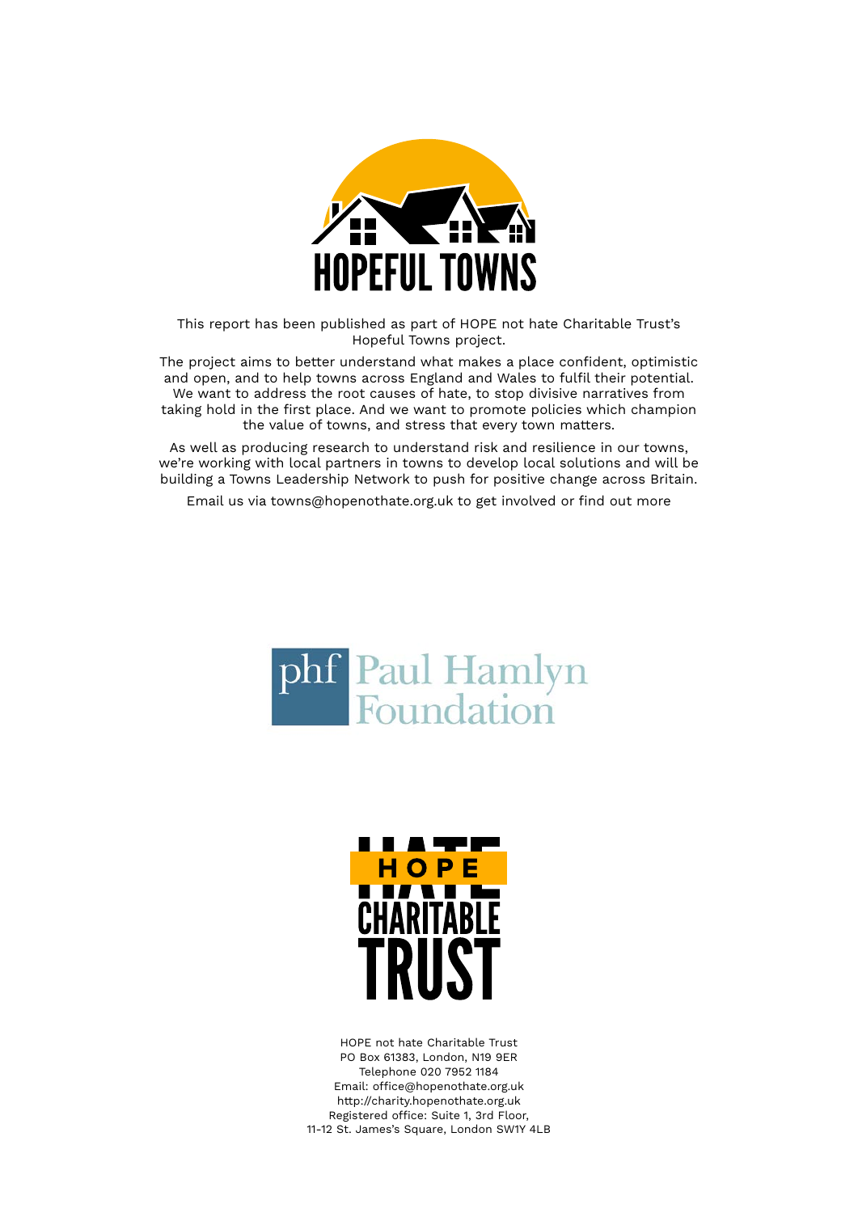HOPEFUL TOWNS

This report has been published as part of HOPE not hate Charitable Trust's Hopeful Towns project.

The project aims to better understand what makes a place confident, optimistic and open, and to help towns across England and Wales to fulfil their potential. We want to address the root causes of hate, to stop divisive narratives from taking hold in the first place. And we want to promote policies which champion the value of towns, and stress that every town matters.

As well as producing research to understand risk and resilience in our towns, we're working with local partners in towns to develop local solutions and will be building a Towns Leadership Network to push for positive change across Britain.

Email us via towns@hopenothate.org.uk to get involved or find out more

phf Paul Hamlyn Foundation

HOPE not hate CHARITABLE TRUST

HOPE not hate Charitable Trust
PO Box 61383, London, N19 9ER
Telephone 020 7952 1184
Email: office@hopenothate.org.uk
http://charity.hopenothate.org.uk
Registered office: Suite 1, 3rd Floor,
11-12 St. James's Square, London SW1Y 4LB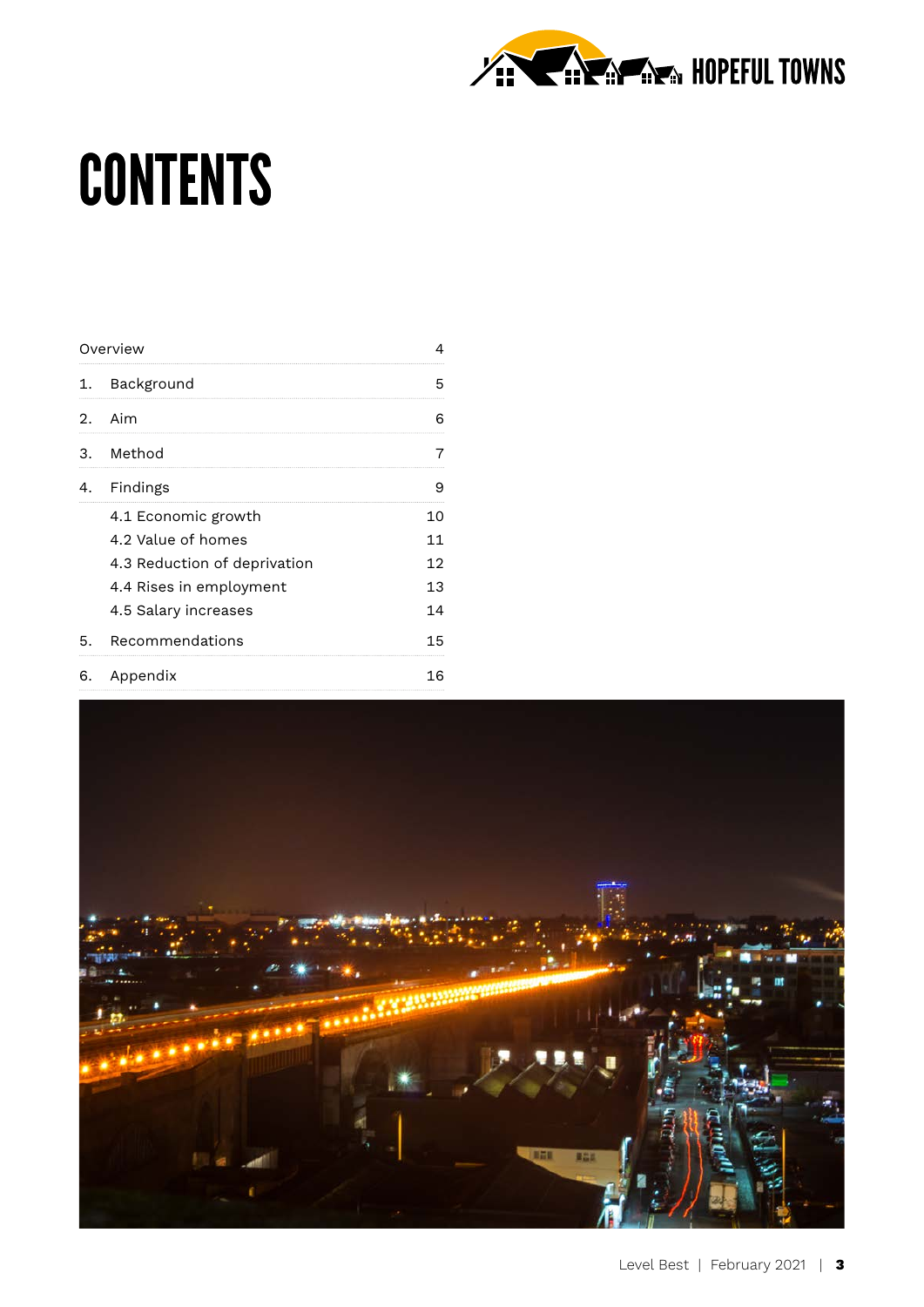# CONTENTS

| | | |
|---|---|---|
| Overview | | 4 |
| 1. | Background | 5 |
| 2. | Aim | 6 |
| 3. | Method | 7 |
| 4. | Findings | 9 |
| | 4.1 Economic growth | 10 |
| | 4.2 Value of homes | 11 |
| | 4.3 Reduction of deprivation | 12 |
| | 4.4 Rises in employment | 13 |
| | 4.5 Salary increases | 14 |
| 5. | Recommendations | 15 |
| 6. | Appendix | 16 |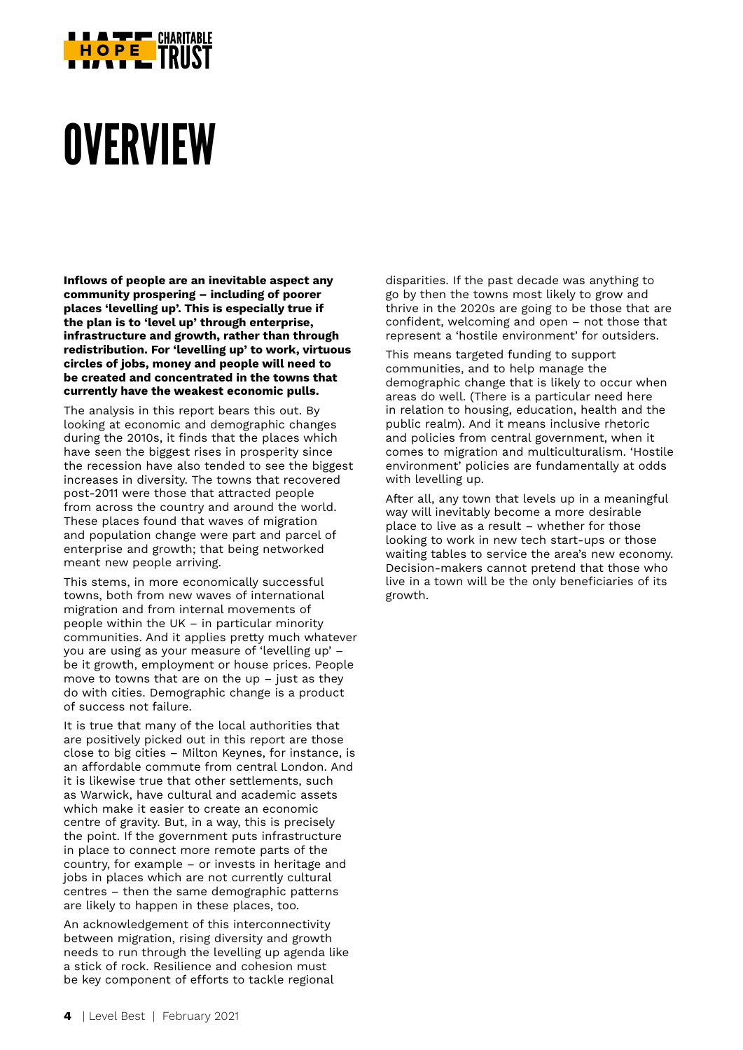# OVERVIEW

**Inflows of people are an inevitable aspect any community prospering – including of poorer places 'levelling up'. This is especially true if the plan is to 'level up' through enterprise, infrastructure and growth, rather than through redistribution. For 'levelling up' to work, virtuous circles of jobs, money and people will need to be created and concentrated in the towns that currently have the weakest economic pulls.**

The analysis in this report bears this out. By looking at economic and demographic changes during the 2010s, it finds that the places which have seen the biggest rises in prosperity since the recession have also tended to see the biggest increases in diversity. The towns that recovered post-2011 were those that attracted people from across the country and around the world. These places found that waves of migration and population change were part and parcel of enterprise and growth; that being networked meant new people arriving.

This stems, in more economically successful towns, both from new waves of international migration and from internal movements of people within the UK – in particular minority communities. And it applies pretty much whatever you are using as your measure of 'levelling up' – be it growth, employment or house prices. People move to towns that are on the up – just as they do with cities. Demographic change is a product of success not failure.

It is true that many of the local authorities that are positively picked out in this report are those close to big cities – Milton Keynes, for instance, is an affordable commute from central London. And it is likewise true that other settlements, such as Warwick, have cultural and academic assets which make it easier to create an economic centre of gravity. But, in a way, this is precisely the point. If the government puts infrastructure in place to connect more remote parts of the country, for example – or invests in heritage and jobs in places which are not currently cultural centres – then the same demographic patterns are likely to happen in these places, too.

An acknowledgement of this interconnectivity between migration, rising diversity and growth needs to run through the levelling up agenda like a stick of rock. Resilience and cohesion must be key component of efforts to tackle regional disparities. If the past decade was anything to go by then the towns most likely to grow and thrive in the 2020s are going to be those that are confident, welcoming and open – not those that represent a 'hostile environment' for outsiders.

This means targeted funding to support communities, and to help manage the demographic change that is likely to occur when areas do well. (There is a particular need here in relation to housing, education, health and the public realm). And it means inclusive rhetoric and policies from central government, when it comes to migration and multiculturalism. 'Hostile environment' policies are fundamentally at odds with levelling up.

After all, any town that levels up in a meaningful way will inevitably become a more desirable place to live as a result – whether for those looking to work in new tech start-ups or those waiting tables to service the area's new economy. Decision-makers cannot pretend that those who live in a town will be the only beneficiaries of its growth.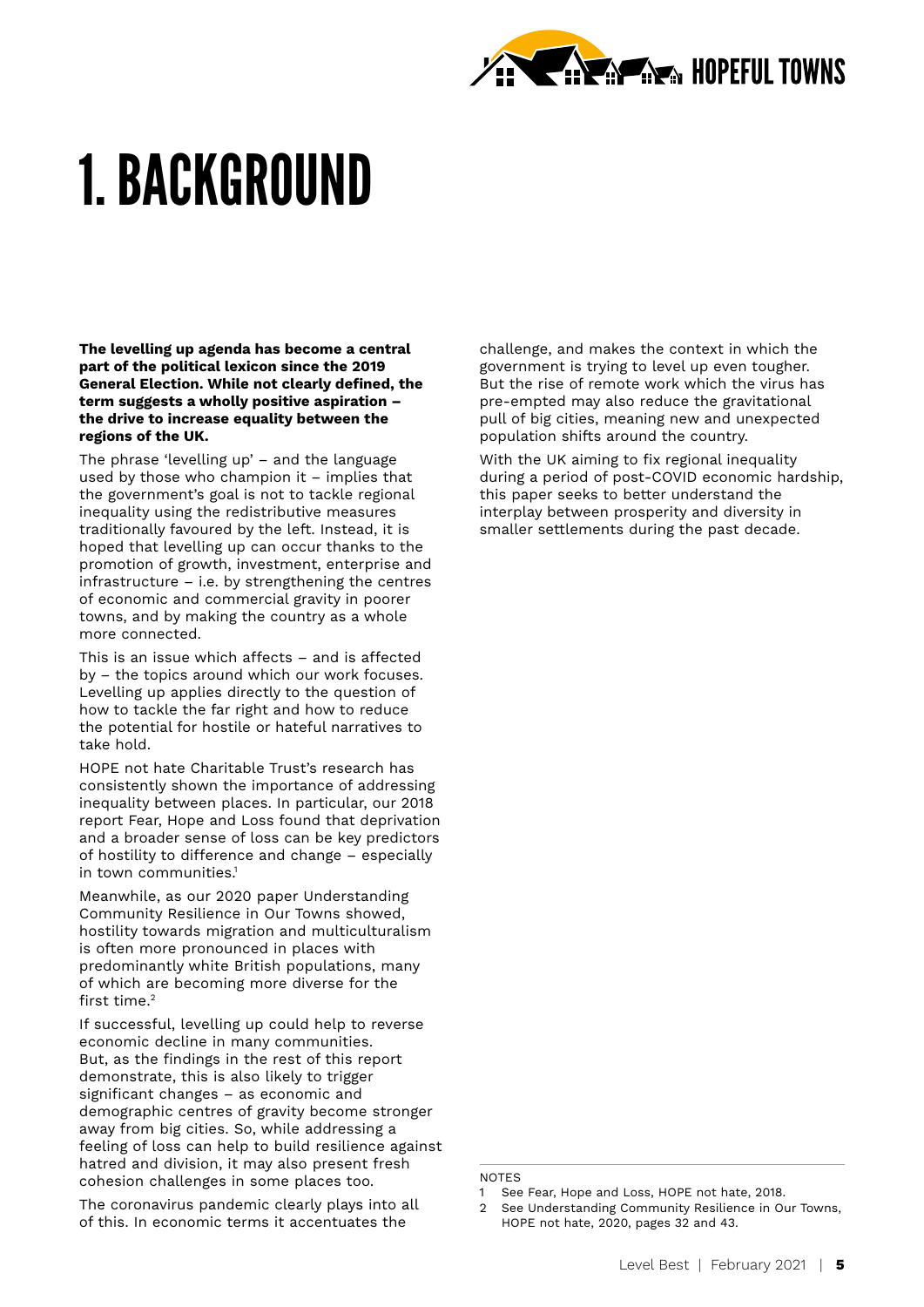# 1. BACKGROUND

**The levelling up agenda has become a central part of the political lexicon since the 2019 General Election. While not clearly defined, the term suggests a wholly positive aspiration – the drive to increase equality between the regions of the UK.**

The phrase 'levelling up' – and the language used by those who champion it – implies that the government's goal is not to tackle regional inequality using the redistributive measures traditionally favoured by the left. Instead, it is hoped that levelling up can occur thanks to the promotion of growth, investment, enterprise and infrastructure – i.e. by strengthening the centres of economic and commercial gravity in poorer towns, and by making the country as a whole more connected.

This is an issue which affects – and is affected by – the topics around which our work focuses. Levelling up applies directly to the question of how to tackle the far right and how to reduce the potential for hostile or hateful narratives to take hold.

HOPE not hate Charitable Trust's research has consistently shown the importance of addressing inequality between places. In particular, our 2018 report Fear, Hope and Loss found that deprivation and a broader sense of loss can be key predictors of hostility to difference and change – especially in town communities.[1]

Meanwhile, as our 2020 paper Understanding Community Resilience in Our Towns showed, hostility towards migration and multiculturalism is often more pronounced in places with predominantly white British populations, many of which are becoming more diverse for the first time.[2]

If successful, levelling up could help to reverse economic decline in many communities. But, as the findings in the rest of this report demonstrate, this is also likely to trigger significant changes – as economic and demographic centres of gravity become stronger away from big cities. So, while addressing a feeling of loss can help to build resilience against hatred and division, it may also present fresh cohesion challenges in some places too.

The coronavirus pandemic clearly plays into all of this. In economic terms it accentuates the challenge, and makes the context in which the government is trying to level up even tougher. But the rise of remote work which the virus has pre-empted may also reduce the gravitational pull of big cities, meaning new and unexpected population shifts around the country.

With the UK aiming to fix regional inequality during a period of post-COVID economic hardship, this paper seeks to better understand the interplay between prosperity and diversity in smaller settlements during the past decade.

NOTES

1. See Fear, Hope and Loss, HOPE not hate, 2018.
2. See Understanding Community Resilience in Our Towns, HOPE not hate, 2020, pages 32 and 43.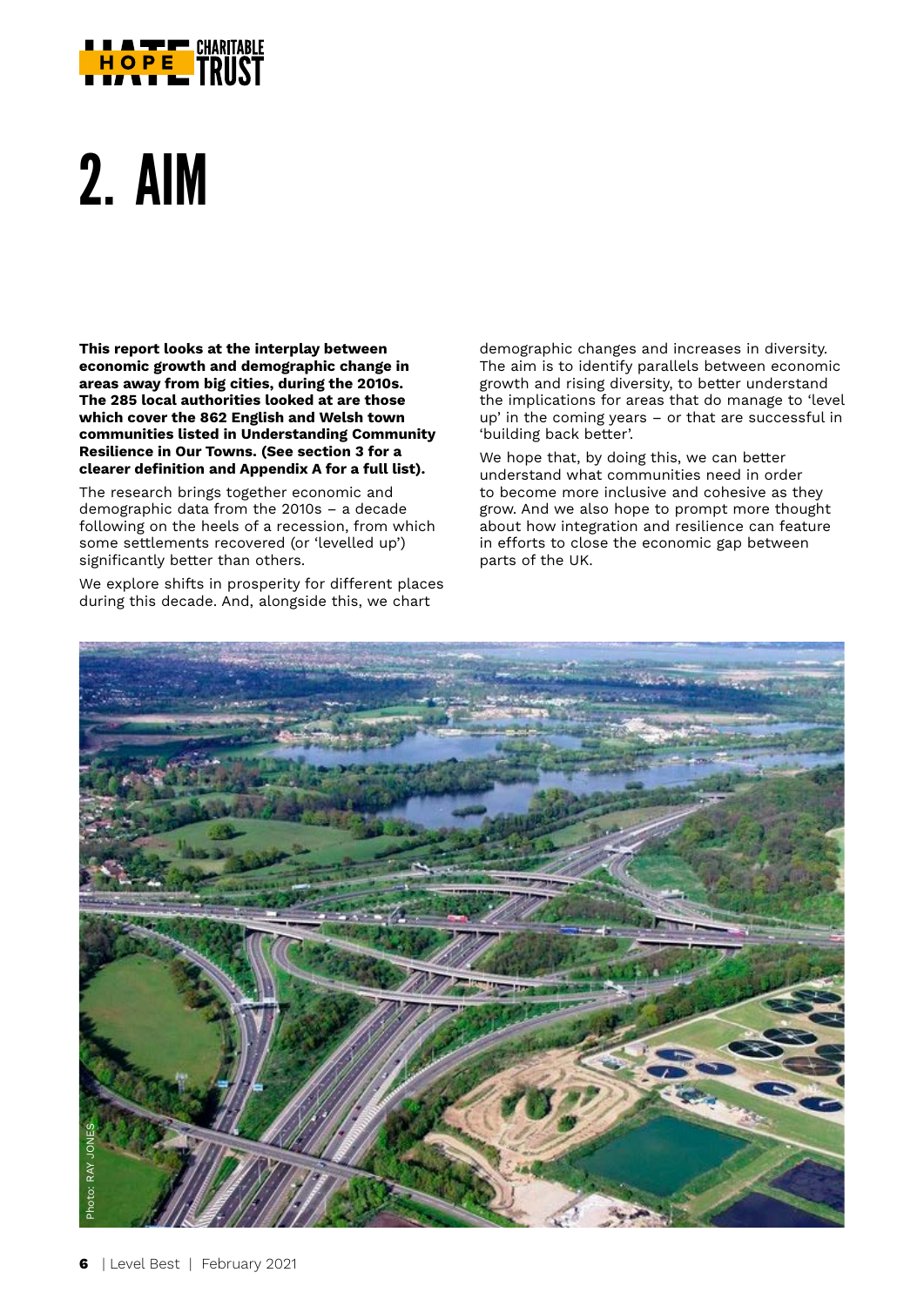# 2. AIM

**This report looks at the interplay between economic growth and demographic change in areas away from big cities, during the 2010s. The 285 local authorities looked at are those which cover the 862 English and Welsh town communities listed in Understanding Community Resilience in Our Towns. (See section 3 for a clearer definition and Appendix A for a full list).**

The research brings together economic and demographic data from the 2010s – a decade following on the heels of a recession, from which some settlements recovered (or 'levelled up') significantly better than others.

We explore shifts in prosperity for different places during this decade. And, alongside this, we chart demographic changes and increases in diversity. The aim is to identify parallels between economic growth and rising diversity, to better understand the implications for areas that do manage to 'level up' in the coming years – or that are successful in 'building back better'.

We hope that, by doing this, we can better understand what communities need in order to become more inclusive and cohesive as they grow. And we also hope to prompt more thought about how integration and resilience can feature in efforts to close the economic gap between parts of the UK.

Photo: RAY JONES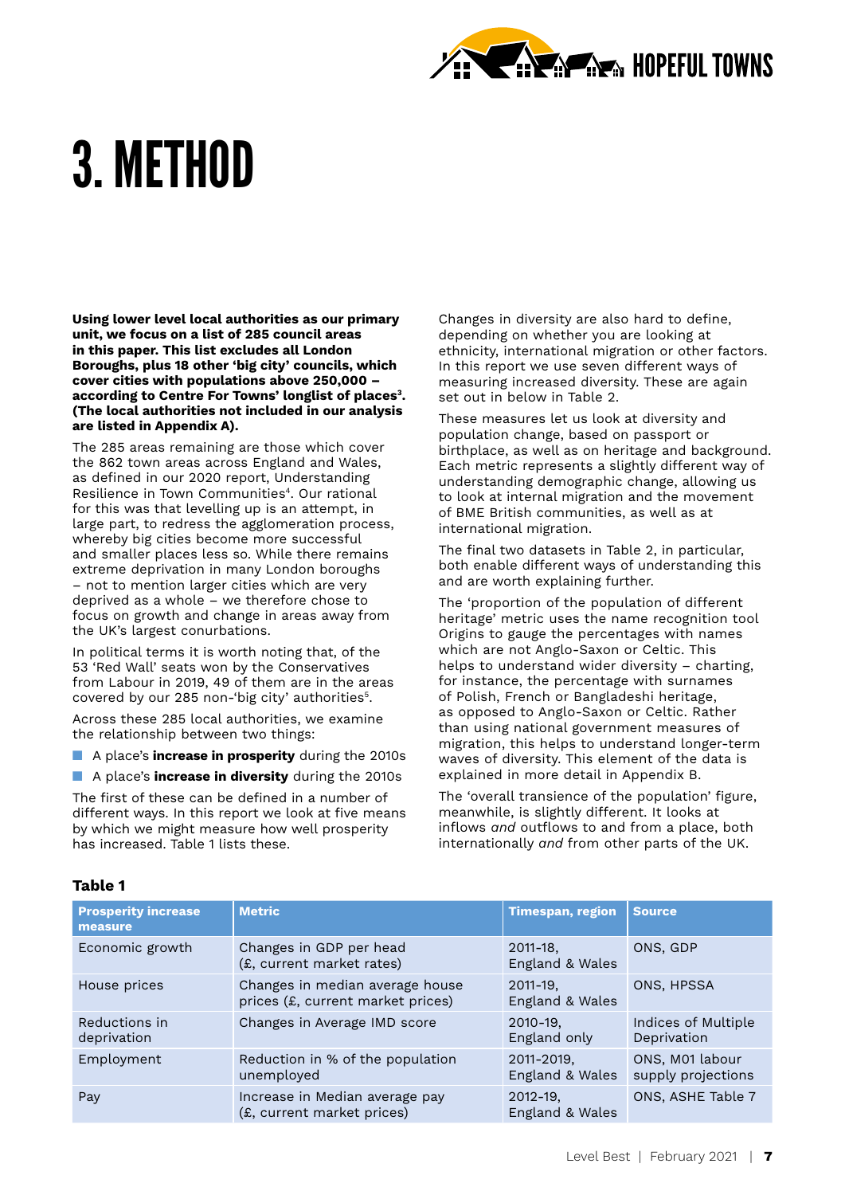# 3. METHOD

**Using lower level local authorities as our primary unit, we focus on a list of 285 council areas in this paper. This list excludes all London Boroughs, plus 18 other 'big city' councils, which cover cities with populations above 250,000 – according to Centre For Towns' longlist of places[3]. (The local authorities not included in our analysis are listed in Appendix A).**

The 285 areas remaining are those which cover the 862 town areas across England and Wales, as defined in our 2020 report, Understanding Resilience in Town Communities[4]. Our rational for this was that levelling up is an attempt, in large part, to redress the agglomeration process, whereby big cities become more successful and smaller places less so. While there remains extreme deprivation in many London boroughs – not to mention larger cities which are very deprived as a whole – we therefore chose to focus on growth and change in areas away from the UK's largest conurbations.

In political terms it is worth noting that, of the 53 'Red Wall' seats won by the Conservatives from Labour in 2019, 49 of them are in the areas covered by our 285 non-'big city' authorities[5].

Across these 285 local authorities, we examine the relationship between two things:

- A place's **increase in prosperity** during the 2010s
- A place's **increase in diversity** during the 2010s

The first of these can be defined in a number of different ways. In this report we look at five means by which we might measure how well prosperity has increased. Table 1 lists these.

Changes in diversity are also hard to define, depending on whether you are looking at ethnicity, international migration or other factors. In this report we use seven different ways of measuring increased diversity. These are again set out in below in Table 2.

These measures let us look at diversity and population change, based on passport or birthplace, as well as on heritage and background. Each metric represents a slightly different way of understanding demographic change, allowing us to look at internal migration and the movement of BME British communities, as well as at international migration.

The final two datasets in Table 2, in particular, both enable different ways of understanding this and are worth explaining further.

The 'proportion of the population of different heritage' metric uses the name recognition tool Origins to gauge the percentages with names which are not Anglo-Saxon or Celtic. This helps to understand wider diversity – charting, for instance, the percentage with surnames of Polish, French or Bangladeshi heritage, as opposed to Anglo-Saxon or Celtic. Rather than using national government measures of migration, this helps to understand longer-term waves of diversity. This element of the data is explained in more detail in Appendix B.

The 'overall transience of the population' figure, meanwhile, is slightly different. It looks at inflows *and* outflows to and from a place, both internationally *and* from other parts of the UK.

**Table 1**

| Prosperity increase measure | Metric | Timespan, region | Source |
|---|---|---|---|
| Economic growth | Changes in GDP per head (£, current market rates) | 2011-18, England & Wales | ONS, GDP |
| House prices | Changes in median average house prices (£, current market prices) | 2011-19, England & Wales | ONS, HPSSA |
| Reductions in deprivation | Changes in Average IMD score | 2010-19, England only | Indices of Multiple Deprivation |
| Employment | Reduction in % of the population unemployed | 2011-2019, England & Wales | ONS, M01 labour supply projections |
| Pay | Increase in Median average pay (£, current market prices) | 2012-19, England & Wales | ONS, ASHE Table 7 |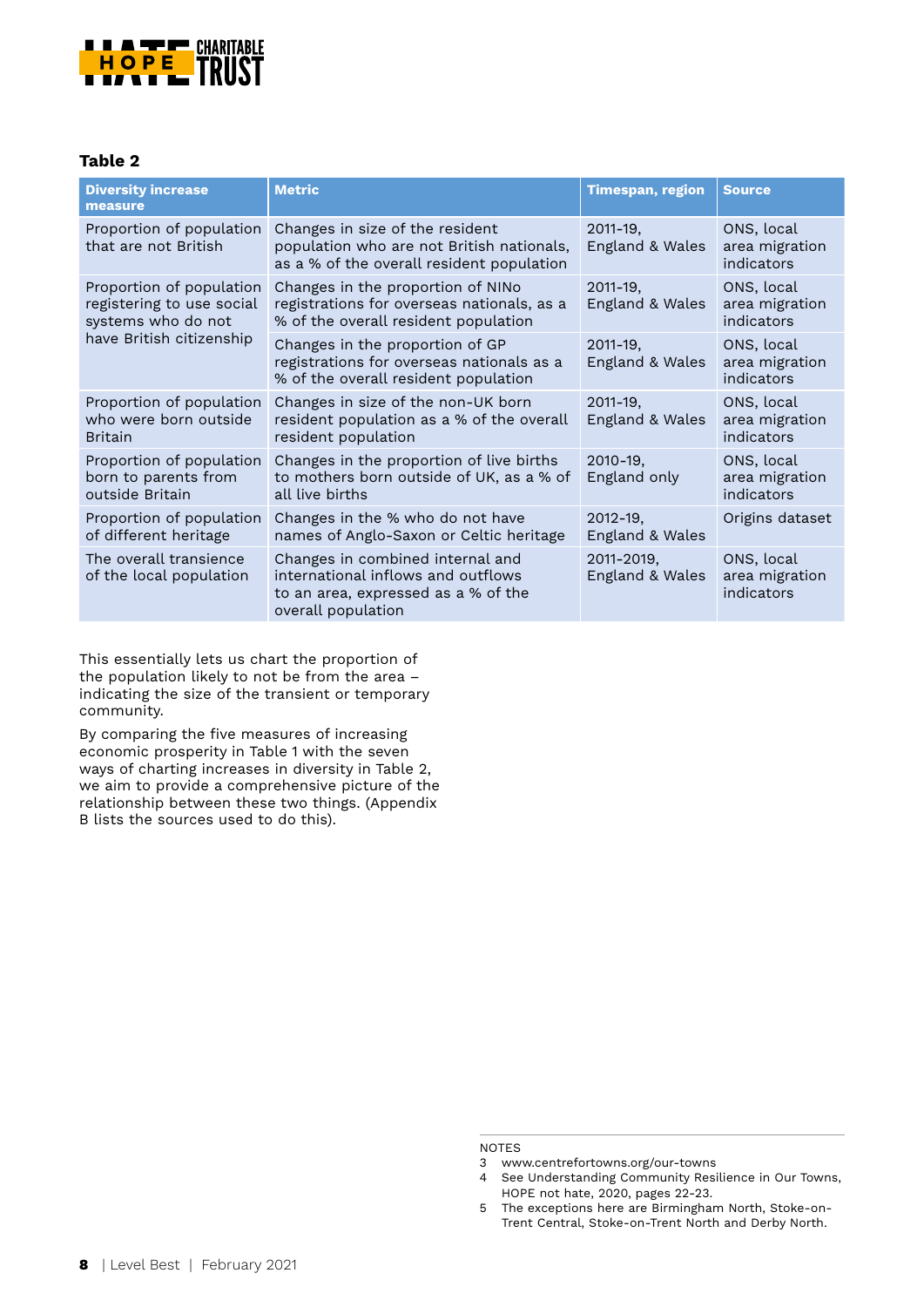**Table 2**

| Diversity increase measure | Metric | Timespan, region | Source |
|---|---|---|---|
| Proportion of population that are not British | Changes in size of the resident population who are not British nationals, as a % of the overall resident population | 2011-19, England & Wales | ONS, local area migration indicators |
| Proportion of population registering to use social systems who do not have British citizenship | Changes in the proportion of NINo registrations for overseas nationals, as a % of the overall resident population | 2011-19, England & Wales | ONS, local area migration indicators |
| | Changes in the proportion of GP registrations for overseas nationals as a % of the overall resident population | 2011-19, England & Wales | ONS, local area migration indicators |
| Proportion of population who were born outside Britain | Changes in size of the non-UK born resident population as a % of the overall resident population | 2011-19, England & Wales | ONS, local area migration indicators |
| Proportion of population born to parents from outside Britain | Changes in the proportion of live births to mothers born outside of UK, as a % of all live births | 2010-19, England only | ONS, local area migration indicators |
| Proportion of population of different heritage | Changes in the % who do not have names of Anglo-Saxon or Celtic heritage | 2012-19, England & Wales | Origins dataset |
| The overall transience of the local population | Changes in combined internal and international inflows and outflows to an area, expressed as a % of the overall population | 2011-2019, England & Wales | ONS, local area migration indicators |

This essentially lets us chart the proportion of the population likely to not be from the area – indicating the size of the transient or temporary community.

By comparing the five measures of increasing economic prosperity in Table 1 with the seven ways of charting increases in diversity in Table 2, we aim to provide a comprehensive picture of the relationship between these two things. (Appendix B lists the sources used to do this).

NOTES

3 www.centrefortowns.org/our-towns

4 See Understanding Community Resilience in Our Towns, HOPE not hate, 2020, pages 22-23.

5 The exceptions here are Birmingham North, Stoke-on-Trent Central, Stoke-on-Trent North and Derby North.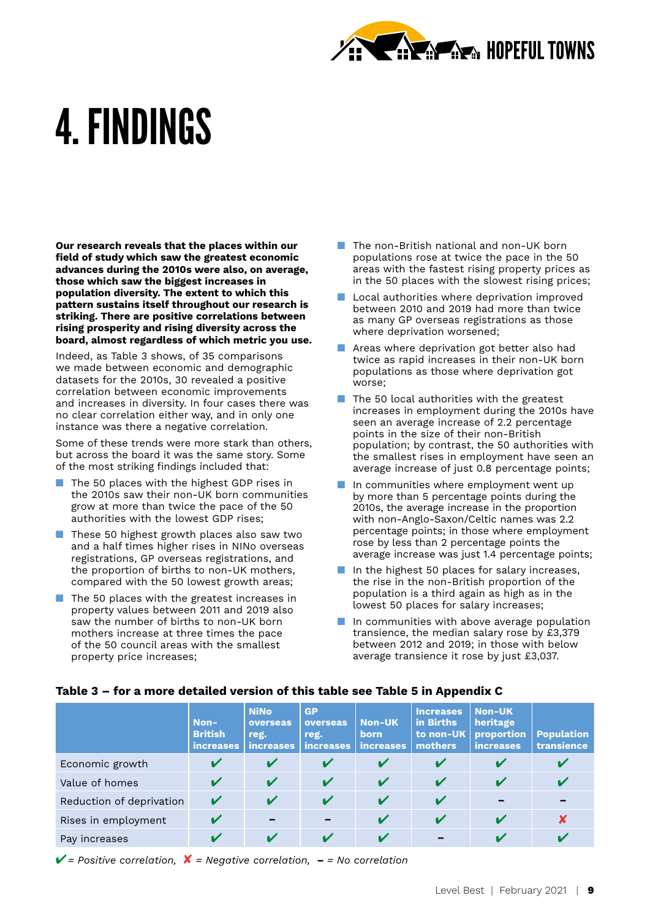# 4. FINDINGS

**Our research reveals that the places within our field of study which saw the greatest economic advances during the 2010s were also, on average, those which saw the biggest increases in population diversity. The extent to which this pattern sustains itself throughout our research is striking. There are positive correlations between rising prosperity and rising diversity across the board, almost regardless of which metric you use.**

Indeed, as Table 3 shows, of 35 comparisons we made between economic and demographic datasets for the 2010s, 30 revealed a positive correlation between economic improvements and increases in diversity. In four cases there was no clear correlation either way, and in only one instance was there a negative correlation.

Some of these trends were more stark than others, but across the board it was the same story. Some of the most striking findings included that:

- The 50 places with the highest GDP rises in the 2010s saw their non-UK born communities grow at more than twice the pace of the 50 authorities with the lowest GDP rises;
- These 50 highest growth places also saw two and a half times higher rises in NINo overseas registrations, GP overseas registrations, and the proportion of births to non-UK mothers, compared with the 50 lowest growth areas;
- The 50 places with the greatest increases in property values between 2011 and 2019 also saw the number of births to non-UK born mothers increase at three times the pace of the 50 council areas with the smallest property price increases;
- The non-British national and non-UK born populations rose at twice the pace in the 50 areas with the fastest rising property prices as in the 50 places with the slowest rising prices;
- Local authorities where deprivation improved between 2010 and 2019 had more than twice as many GP overseas registrations as those where deprivation worsened;
- Areas where deprivation got better also had twice as rapid increases in their non-UK born populations as those where deprivation got worse;
- The 50 local authorities with the greatest increases in employment during the 2010s have seen an average increase of 2.2 percentage points in the size of their non-British population; by contrast, the 50 authorities with the smallest rises in employment have seen an average increase of just 0.8 percentage points;
- In communities where employment went up by more than 5 percentage points during the 2010s, the average increase in the proportion with non-Anglo-Saxon/Celtic names was 2.2 percentage points; in those where employment rose by less than 2 percentage points the average increase was just 1.4 percentage points;
- In the highest 50 places for salary increases, the rise in the non-British proportion of the population is a third again as high as in the lowest 50 places for salary increases;
- In communities with above average population transience, the median salary rose by £3,379 between 2012 and 2019; in those with below average transience it rose by just £3,037.

**Table 3 – for a more detailed version of this table see Table 5 in Appendix C**

| | Non-British increases | NiNo overseas reg. increases | GP overseas reg. increases | Non-UK born increases | Increases in Births to non-UK mothers | Non-UK heritage proportion increases | Population transience |
|---|---|---|---|---|---|---|---|
| Economic growth | ✔ | ✔ | ✔ | ✔ | ✔ | ✔ | ✔ |
| Value of homes | ✔ | ✔ | ✔ | ✔ | ✔ | ✔ | ✔ |
| Reduction of deprivation | ✔ | ✔ | ✔ | ✔ | ✔ | – | – |
| Rises in employment | ✔ | – | – | ✔ | ✔ | ✔ | ✘ |
| Pay increases | ✔ | ✔ | ✔ | ✔ | – | ✔ | ✔ |

*✔ = Positive correlation, ✘ = Negative correlation, – = No correlation*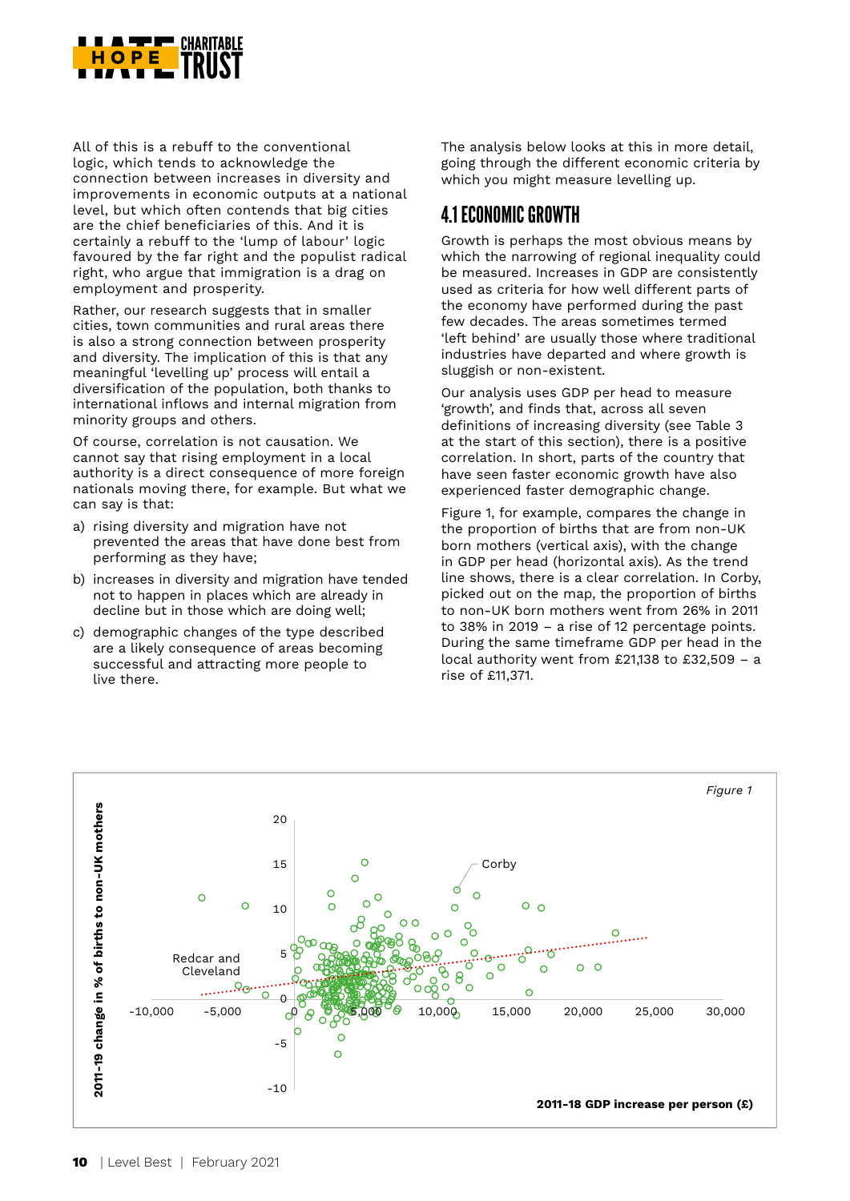All of this is a rebuff to the conventional logic, which tends to acknowledge the connection between increases in diversity and improvements in economic outputs at a national level, but which often contends that big cities are the chief beneficiaries of this. And it is certainly a rebuff to the 'lump of labour' logic favoured by the far right and the populist radical right, who argue that immigration is a drag on employment and prosperity.

Rather, our research suggests that in smaller cities, town communities and rural areas there is also a strong connection between prosperity and diversity. The implication of this is that any meaningful 'levelling up' process will entail a diversification of the population, both thanks to international inflows and internal migration from minority groups and others.

Of course, correlation is not causation. We cannot say that rising employment in a local authority is a direct consequence of more foreign nationals moving there, for example. But what we can say is that:

a) rising diversity and migration have not prevented the areas that have done best from performing as they have;

b) increases in diversity and migration have tended not to happen in places which are already in decline but in those which are doing well;

c) demographic changes of the type described are a likely consequence of areas becoming successful and attracting more people to live there.

The analysis below looks at this in more detail, going through the different economic criteria by which you might measure levelling up.

## 4.1 ECONOMIC GROWTH

Growth is perhaps the most obvious means by which the narrowing of regional inequality could be measured. Increases in GDP are consistently used as criteria for how well different parts of the economy have performed during the past few decades. The areas sometimes termed 'left behind' are usually those where traditional industries have departed and where growth is sluggish or non-existent.

Our analysis uses GDP per head to measure 'growth', and finds that, across all seven definitions of increasing diversity (see Table 3 at the start of this section), there is a positive correlation. In short, parts of the country that have seen faster economic growth have also experienced faster demographic change.

Figure 1, for example, compares the change in the proportion of births that are from non-UK born mothers (vertical axis), with the change in GDP per head (horizontal axis). As the trend line shows, there is a clear correlation. In Corby, picked out on the map, the proportion of births to non-UK born mothers went from 26% in 2011 to 38% in 2019 – a rise of 12 percentage points. During the same timeframe GDP per head in the local authority went from £21,138 to £32,509 – a rise of £11,371.

*Figure 1*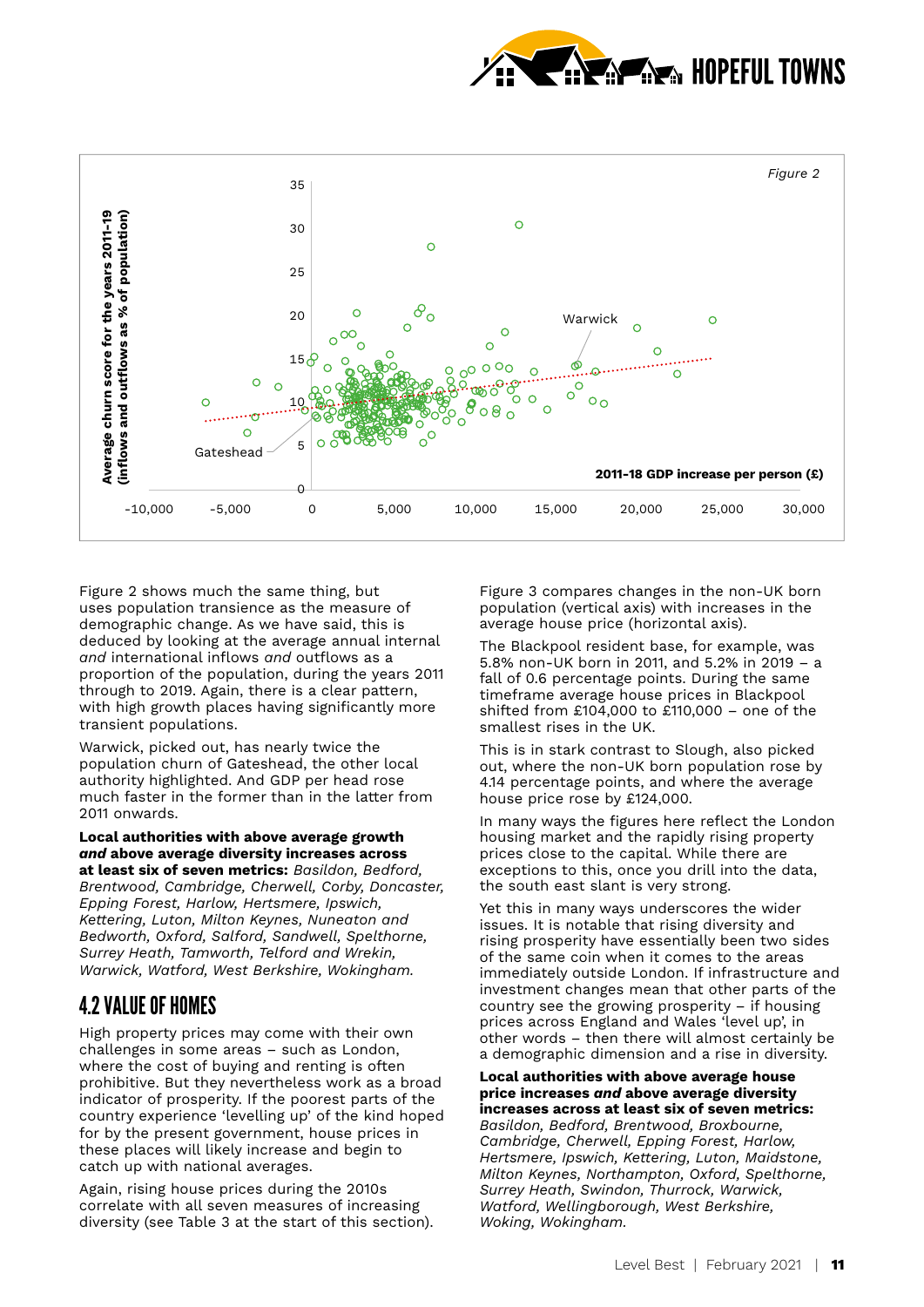Figure 2

Average churn score for the years 2011-19 (inflows and outflows as % of population)

2011-18 GDP increase per person (£)

Warwick

Gateshead

Figure 2 shows much the same thing, but uses population transience as the measure of demographic change. As we have said, this is deduced by looking at the average annual internal *and* international inflows *and* outflows as a proportion of the population, during the years 2011 through to 2019. Again, there is a clear pattern, with high growth places having significantly more transient populations.

Warwick, picked out, has nearly twice the population churn of Gateshead, the other local authority highlighted. And GDP per head rose much faster in the former than in the latter from 2011 onwards.

**Local authorities with above average growth *and* above average diversity increases across at least six of seven metrics:** *Basildon, Bedford, Brentwood, Cambridge, Cherwell, Corby, Doncaster, Epping Forest, Harlow, Hertsmere, Ipswich, Kettering, Luton, Milton Keynes, Nuneaton and Bedworth, Oxford, Salford, Sandwell, Spelthorne, Surrey Heath, Tamworth, Telford and Wrekin, Warwick, Watford, West Berkshire, Wokingham.*

## 4.2 VALUE OF HOMES

High property prices may come with their own challenges in some areas – such as London, where the cost of buying and renting is often prohibitive. But they nevertheless work as a broad indicator of prosperity. If the poorest parts of the country experience 'levelling up' of the kind hoped for by the present government, house prices in these places will likely increase and begin to catch up with national averages.

Again, rising house prices during the 2010s correlate with all seven measures of increasing diversity (see Table 3 at the start of this section).

Figure 3 compares changes in the non-UK born population (vertical axis) with increases in the average house price (horizontal axis).

The Blackpool resident base, for example, was 5.8% non-UK born in 2011, and 5.2% in 2019 – a fall of 0.6 percentage points. During the same timeframe average house prices in Blackpool shifted from £104,000 to £110,000 – one of the smallest rises in the UK.

This is in stark contrast to Slough, also picked out, where the non-UK born population rose by 4.14 percentage points, and where the average house price rose by £124,000.

In many ways the figures here reflect the London housing market and the rapidly rising property prices close to the capital. While there are exceptions to this, once you drill into the data, the south east slant is very strong.

Yet this in many ways underscores the wider issues. It is notable that rising diversity and rising prosperity have essentially been two sides of the same coin when it comes to the areas immediately outside London. If infrastructure and investment changes mean that other parts of the country see the growing prosperity – if housing prices across England and Wales 'level up', in other words – then there will almost certainly be a demographic dimension and a rise in diversity.

**Local authorities with above average house price increases *and* above average diversity increases across at least six of seven metrics:** *Basildon, Bedford, Brentwood, Broxbourne, Cambridge, Cherwell, Epping Forest, Harlow, Hertsmere, Ipswich, Kettering, Luton, Maidstone, Milton Keynes, Northampton, Oxford, Spelthorne, Surrey Heath, Swindon, Thurrock, Warwick, Watford, Wellingborough, West Berkshire, Woking, Wokingham.*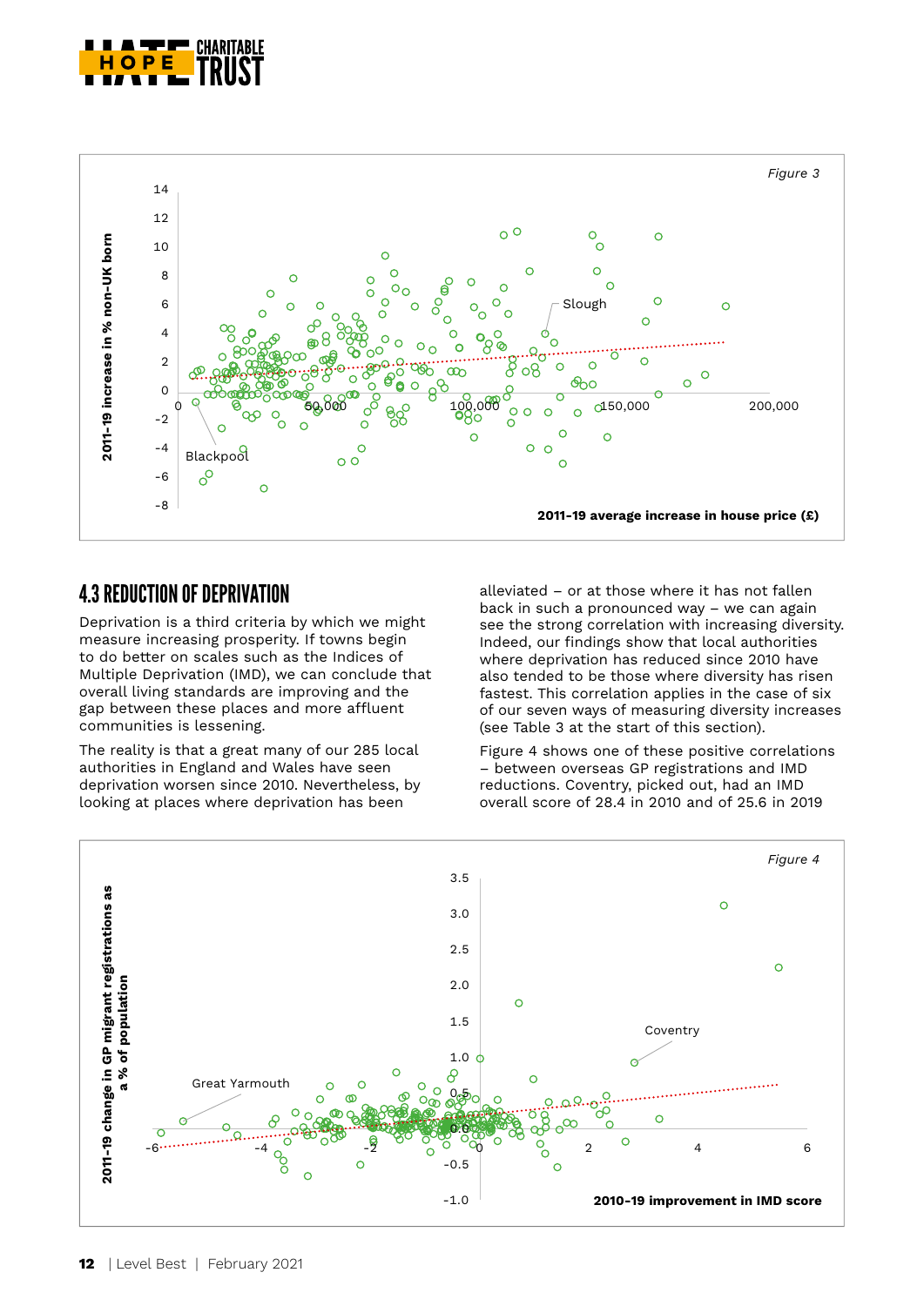*Figure 3*

## 4.3 REDUCTION OF DEPRIVATION

Deprivation is a third criteria by which we might measure increasing prosperity. If towns begin to do better on scales such as the Indices of Multiple Deprivation (IMD), we can conclude that overall living standards are improving and the gap between these places and more affluent communities is lessening.

The reality is that a great many of our 285 local authorities in England and Wales have seen deprivation worsen since 2010. Nevertheless, by looking at places where deprivation has been alleviated – or at those where it has not fallen back in such a pronounced way – we can again see the strong correlation with increasing diversity. Indeed, our findings show that local authorities where deprivation has reduced since 2010 have also tended to be those where diversity has risen fastest. This correlation applies in the case of six of our seven ways of measuring diversity increases (see Table 3 at the start of this section).

Figure 4 shows one of these positive correlations – between overseas GP registrations and IMD reductions. Coventry, picked out, had an IMD overall score of 28.4 in 2010 and of 25.6 in 2019

*Figure 4*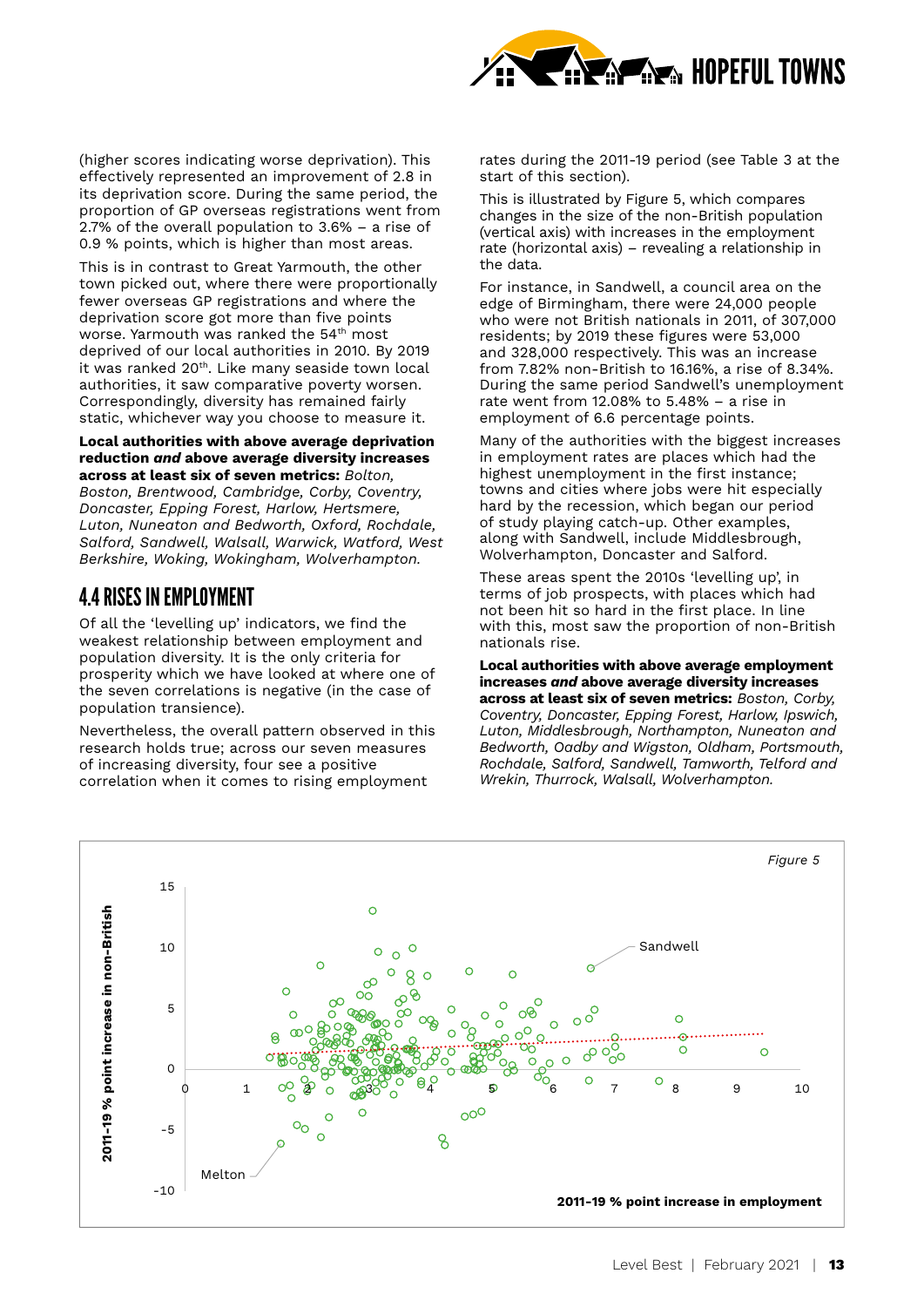(higher scores indicating worse deprivation). This effectively represented an improvement of 2.8 in its deprivation score. During the same period, the proportion of GP overseas registrations went from 2.7% of the overall population to 3.6% – a rise of 0.9 % points, which is higher than most areas.

This is in contrast to Great Yarmouth, the other town picked out, where there were proportionally fewer overseas GP registrations and where the deprivation score got more than five points worse. Yarmouth was ranked the 54th most deprived of our local authorities in 2010. By 2019 it was ranked 20th. Like many seaside town local authorities, it saw comparative poverty worsen. Correspondingly, diversity has remained fairly static, whichever way you choose to measure it.

**Local authorities with above average deprivation reduction *and* above average diversity increases across at least six of seven metrics:** *Bolton, Boston, Brentwood, Cambridge, Corby, Coventry, Doncaster, Epping Forest, Harlow, Hertsmere, Luton, Nuneaton and Bedworth, Oxford, Rochdale, Salford, Sandwell, Walsall, Warwick, Watford, West Berkshire, Woking, Wokingham, Wolverhampton.*

## 4.4 RISES IN EMPLOYMENT

Of all the 'levelling up' indicators, we find the weakest relationship between employment and population diversity. It is the only criteria for prosperity which we have looked at where one of the seven correlations is negative (in the case of population transience).

Nevertheless, the overall pattern observed in this research holds true; across our seven measures of increasing diversity, four see a positive correlation when it comes to rising employment rates during the 2011-19 period (see Table 3 at the start of this section).

This is illustrated by Figure 5, which compares changes in the size of the non-British population (vertical axis) with increases in the employment rate (horizontal axis) – revealing a relationship in the data.

For instance, in Sandwell, a council area on the edge of Birmingham, there were 24,000 people who were not British nationals in 2011, of 307,000 residents; by 2019 these figures were 53,000 and 328,000 respectively. This was an increase from 7.82% non-British to 16.16%, a rise of 8.34%. During the same period Sandwell's unemployment rate went from 12.08% to 5.48% – a rise in employment of 6.6 percentage points.

Many of the authorities with the biggest increases in employment rates are places which had the highest unemployment in the first instance; towns and cities where jobs were hit especially hard by the recession, which began our period of study playing catch-up. Other examples, along with Sandwell, include Middlesbrough, Wolverhampton, Doncaster and Salford.

These areas spent the 2010s 'levelling up', in terms of job prospects, with places which had not been hit so hard in the first place. In line with this, most saw the proportion of non-British nationals rise.

**Local authorities with above average employment increases *and* above average diversity increases across at least six of seven metrics:** *Boston, Corby, Coventry, Doncaster, Epping Forest, Harlow, Ipswich, Luton, Middlesbrough, Northampton, Nuneaton and Bedworth, Oadby and Wigston, Oldham, Portsmouth, Rochdale, Salford, Sandwell, Tamworth, Telford and Wrekin, Thurrock, Walsall, Wolverhampton.*

*Figure 5*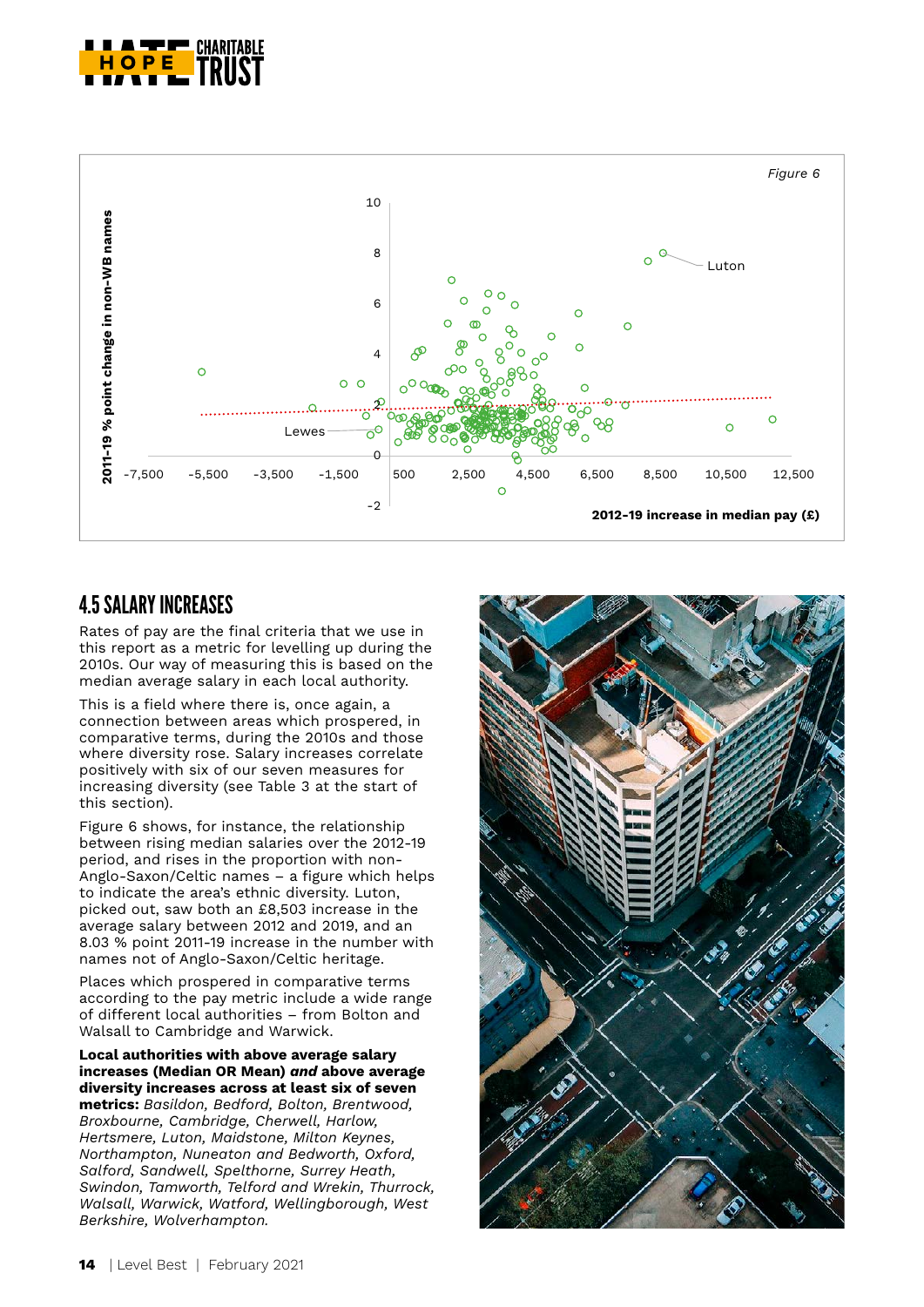Figure 6

10

8

6

4

2

0

-2

-7,500 -5,500 -3,500 -1,500 500 2,500 4,500 6,500 8,500 10,500 12,500

Luton

Lewes

2011-19 % point change in non-WB names

2012-19 increase in median pay (£)

## 4.5 SALARY INCREASES

Rates of pay are the final criteria that we use in this report as a metric for levelling up during the 2010s. Our way of measuring this is based on the median average salary in each local authority.

This is a field where there is, once again, a connection between areas which prospered, in comparative terms, during the 2010s and those where diversity rose. Salary increases correlate positively with six of our seven measures for increasing diversity (see Table 3 at the start of this section).

Figure 6 shows, for instance, the relationship between rising median salaries over the 2012-19 period, and rises in the proportion with non-Anglo-Saxon/Celtic names – a figure which helps to indicate the area's ethnic diversity. Luton, picked out, saw both an £8,503 increase in the average salary between 2012 and 2019, and an 8.03 % point 2011-19 increase in the number with names not of Anglo-Saxon/Celtic heritage.

Places which prospered in comparative terms according to the pay metric include a wide range of different local authorities – from Bolton and Walsall to Cambridge and Warwick.

**Local authorities with above average salary increases (Median OR Mean) *and* above average diversity increases across at least six of seven metrics:** *Basildon, Bedford, Bolton, Brentwood, Broxbourne, Cambridge, Cherwell, Harlow, Hertsmere, Luton, Maidstone, Milton Keynes, Northampton, Nuneaton and Bedworth, Oxford, Salford, Sandwell, Spelthorne, Surrey Heath, Swindon, Tamworth, Telford and Wrekin, Thurrock, Walsall, Warwick, Watford, Wellingborough, West Berkshire, Wolverhampton.*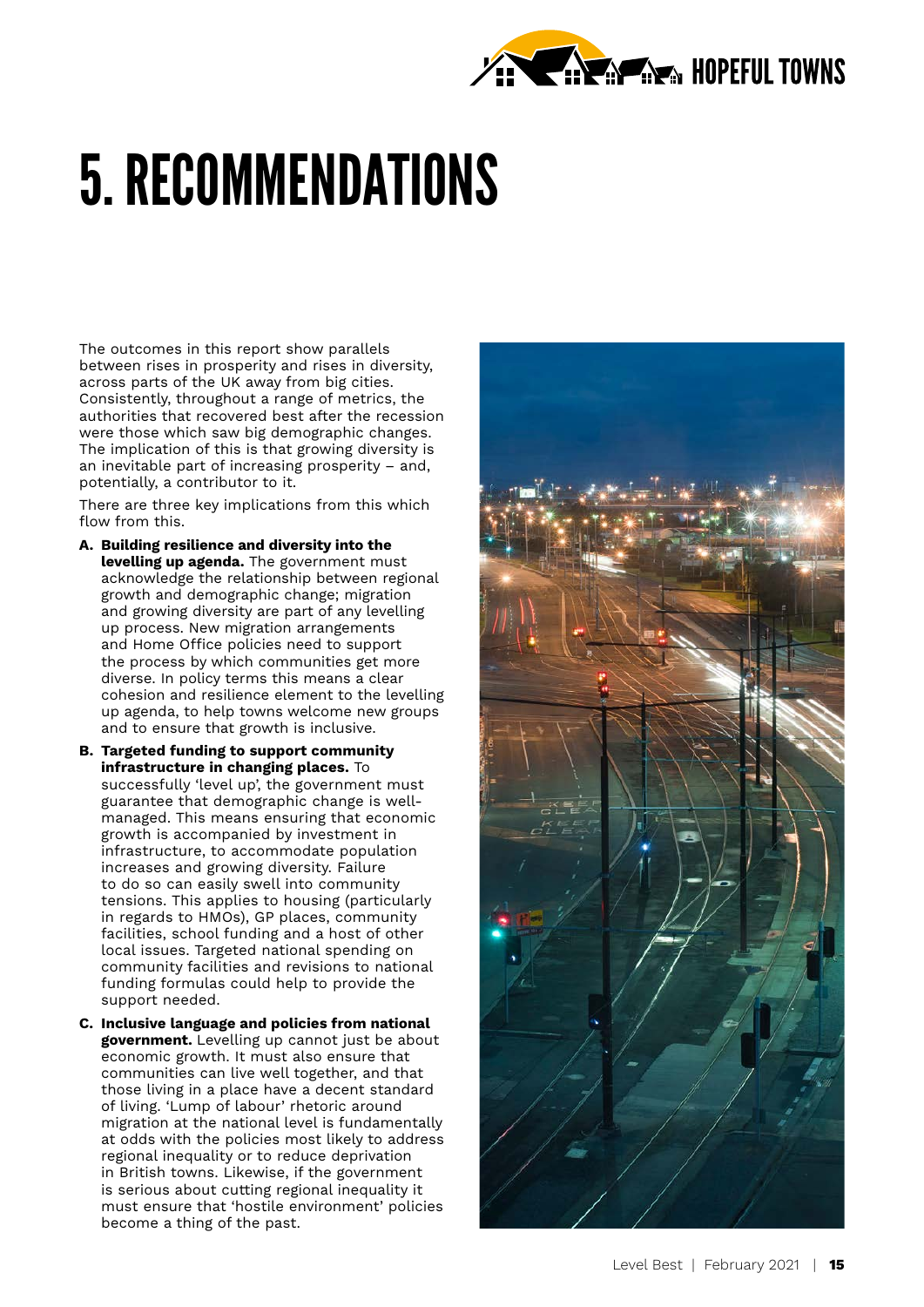# 5. RECOMMENDATIONS

The outcomes in this report show parallels between rises in prosperity and rises in diversity, across parts of the UK away from big cities. Consistently, throughout a range of metrics, the authorities that recovered best after the recession were those which saw big demographic changes. The implication of this is that growing diversity is an inevitable part of increasing prosperity – and, potentially, a contributor to it.

There are three key implications from this which flow from this.

A. **Building resilience and diversity into the levelling up agenda.** The government must acknowledge the relationship between regional growth and demographic change; migration and growing diversity are part of any levelling up process. New migration arrangements and Home Office policies need to support the process by which communities get more diverse. In policy terms this means a clear cohesion and resilience element to the levelling up agenda, to help towns welcome new groups and to ensure that growth is inclusive.

B. **Targeted funding to support community infrastructure in changing places.** To successfully 'level up', the government must guarantee that demographic change is well-managed. This means ensuring that economic growth is accompanied by investment in infrastructure, to accommodate population increases and growing diversity. Failure to do so can easily swell into community tensions. This applies to housing (particularly in regards to HMOs), GP places, community facilities, school funding and a host of other local issues. Targeted national spending on community facilities and revisions to national funding formulas could help to provide the support needed.

C. **Inclusive language and policies from national government.** Levelling up cannot just be about economic growth. It must also ensure that communities can live well together, and that those living in a place have a decent standard of living. 'Lump of labour' rhetoric around migration at the national level is fundamentally at odds with the policies most likely to address regional inequality or to reduce deprivation in British towns. Likewise, if the government is serious about cutting regional inequality it must ensure that 'hostile environment' policies become a thing of the past.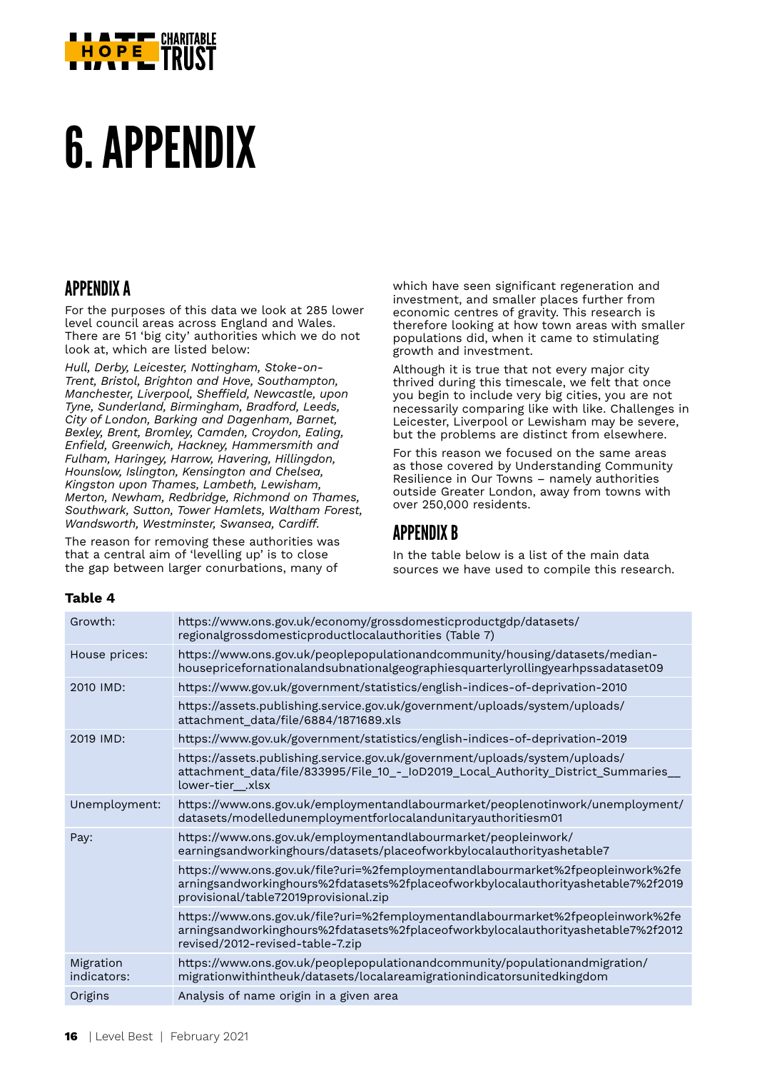# 6. APPENDIX

## APPENDIX A

For the purposes of this data we look at 285 lower level council areas across England and Wales. There are 51 'big city' authorities which we do not look at, which are listed below:

*Hull, Derby, Leicester, Nottingham, Stoke-on-Trent, Bristol, Brighton and Hove, Southampton, Manchester, Liverpool, Sheffield, Newcastle, upon Tyne, Sunderland, Birmingham, Bradford, Leeds, City of London, Barking and Dagenham, Barnet, Bexley, Brent, Bromley, Camden, Croydon, Ealing, Enfield, Greenwich, Hackney, Hammersmith and Fulham, Haringey, Harrow, Havering, Hillingdon, Hounslow, Islington, Kensington and Chelsea, Kingston upon Thames, Lambeth, Lewisham, Merton, Newham, Redbridge, Richmond on Thames, Southwark, Sutton, Tower Hamlets, Waltham Forest, Wandsworth, Westminster, Swansea, Cardiff.*

The reason for removing these authorities was that a central aim of 'levelling up' is to close the gap between larger conurbations, many of which have seen significant regeneration and investment, and smaller places further from economic centres of gravity. This research is therefore looking at how town areas with smaller populations did, when it came to stimulating growth and investment.

Although it is true that not every major city thrived during this timescale, we felt that once you begin to include very big cities, you are not necessarily comparing like with like. Challenges in Leicester, Liverpool or Lewisham may be severe, but the problems are distinct from elsewhere.

For this reason we focused on the same areas as those covered by Understanding Community Resilience in Our Towns – namely authorities outside Greater London, away from towns with over 250,000 residents.

## APPENDIX B

In the table below is a list of the main data sources we have used to compile this research.

**Table 4**

| | |
|---|---|
| Growth: | https://www.ons.gov.uk/economy/grossdomesticproductgdp/datasets/regionalgrossdomesticproductlocalauthorities (Table 7) |
| House prices: | https://www.ons.gov.uk/peoplepopulationandcommunity/housing/datasets/medianhousepricefornationalandsubnationalgeographiesquarterlyrollingyearhpssadataset09 |
| 2010 IMD: | https://www.gov.uk/government/statistics/english-indices-of-deprivation-2010 |
| | https://assets.publishing.service.gov.uk/government/uploads/system/uploads/attachment_data/file/6884/1871689.xls |
| 2019 IMD: | https://www.gov.uk/government/statistics/english-indices-of-deprivation-2019 |
| | https://assets.publishing.service.gov.uk/government/uploads/system/uploads/attachment_data/file/833995/File_10_-_IoD2019_Local_Authority_District_Summaries__lower-tier__.xlsx |
| Unemployment: | https://www.ons.gov.uk/employmentandlabourmarket/peoplenotinwork/unemployment/datasets/modelledunemploymentforlocalandunitaryauthoritiesm01 |
| Pay: | https://www.ons.gov.uk/employmentandlabourmarket/peopleinwork/earningsandworkinghours/datasets/placeofworkbylocalauthorityashetable7 |
| | https://www.ons.gov.uk/file?uri=%2femploymentandlabourmarket%2fpeopleinwork%2fearningsandworkinghours%2fdatasets%2fplaceofworkbylocalauthorityashetable7%2f2019provisional/table72019provisional.zip |
| | https://www.ons.gov.uk/file?uri=%2femploymentandlabourmarket%2fpeopleinwork%2fearningsandworkinghours%2fdatasets%2fplaceofworkbylocalauthorityashetable7%2f2012revised/2012-revised-table-7.zip |
| Migration indicators: | https://www.ons.gov.uk/peoplepopulationandcommunity/populationandmigration/migrationwithintheuk/datasets/localareamigrationindicatorsunitedkingdom |
| Origins | Analysis of name origin in a given area |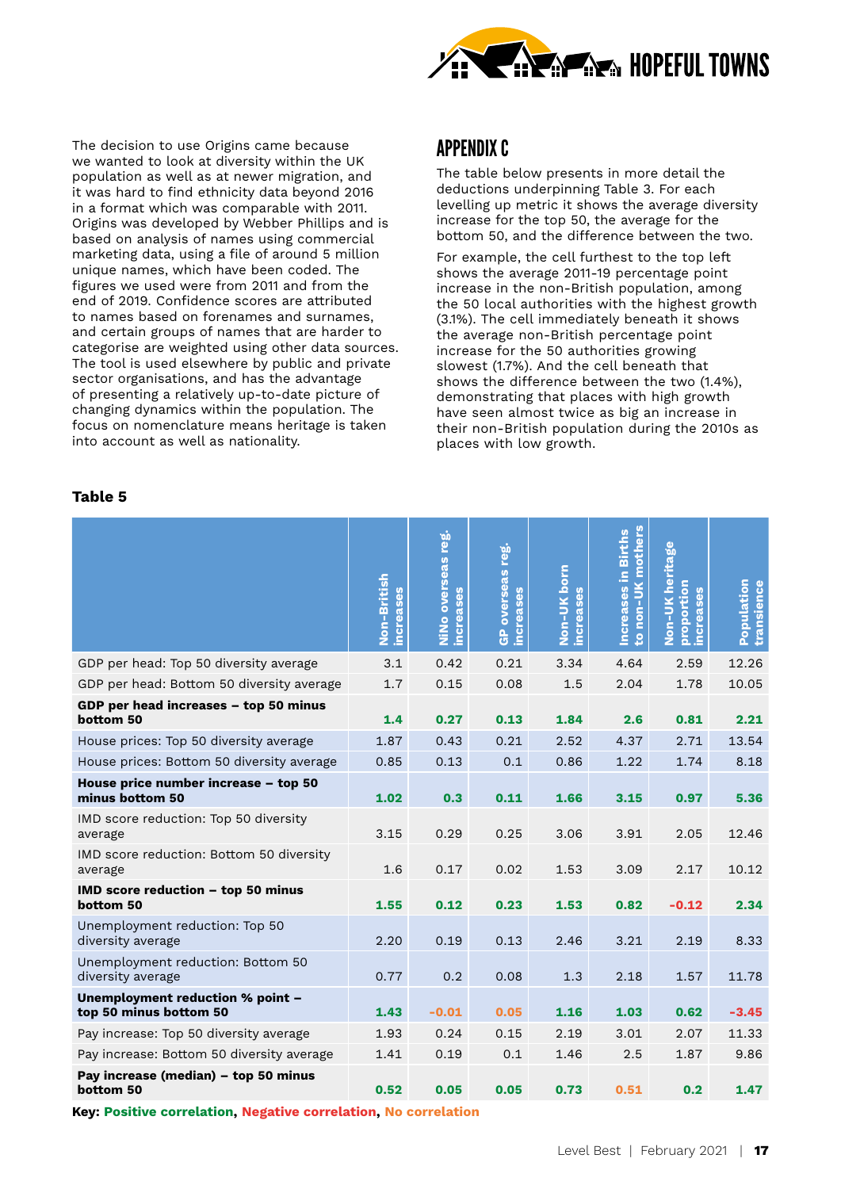The decision to use Origins came because we wanted to look at diversity within the UK population as well as at newer migration, and it was hard to find ethnicity data beyond 2016 in a format which was comparable with 2011. Origins was developed by Webber Phillips and is based on analysis of names using commercial marketing data, using a file of around 5 million unique names, which have been coded. The figures we used were from 2011 and from the end of 2019. Confidence scores are attributed to names based on forenames and surnames, and certain groups of names that are harder to categorise are weighted using other data sources. The tool is used elsewhere by public and private sector organisations, and has the advantage of presenting a relatively up-to-date picture of changing dynamics within the population. The focus on nomenclature means heritage is taken into account as well as nationality.

## APPENDIX C

The table below presents in more detail the deductions underpinning Table 3. For each levelling up metric it shows the average diversity increase for the top 50, the average for the bottom 50, and the difference between the two.

For example, the cell furthest to the top left shows the average 2011-19 percentage point increase in the non-British population, among the 50 local authorities with the highest growth (3.1%). The cell immediately beneath it shows the average non-British percentage point increase for the 50 authorities growing slowest (1.7%). And the cell beneath that shows the difference between the two (1.4%), demonstrating that places with high growth have seen almost twice as big an increase in their non-British population during the 2010s as places with low growth.

**Table 5**

| | Non-British increases | NiNo overseas reg. increases | GP overseas reg. increases | Non-UK born increases | Increases in Births to non-UK mothers | Non-UK heritage proportion increases | Population transience |
|---|---|---|---|---|---|---|---|
| GDP per head: Top 50 diversity average | 3.1 | 0.42 | 0.21 | 3.34 | 4.64 | 2.59 | 12.26 |
| GDP per head: Bottom 50 diversity average | 1.7 | 0.15 | 0.08 | 1.5 | 2.04 | 1.78 | 10.05 |
| **GDP per head increases – top 50 minus bottom 50** | **1.4** | **0.27** | **0.13** | **1.84** | **2.6** | **0.81** | **2.21** |
| House prices: Top 50 diversity average | 1.87 | 0.43 | 0.21 | 2.52 | 4.37 | 2.71 | 13.54 |
| House prices: Bottom 50 diversity average | 0.85 | 0.13 | 0.1 | 0.86 | 1.22 | 1.74 | 8.18 |
| **House price number increase – top 50 minus bottom 50** | **1.02** | **0.3** | **0.11** | **1.66** | **3.15** | **0.97** | **5.36** |
| IMD score reduction: Top 50 diversity average | 3.15 | 0.29 | 0.25 | 3.06 | 3.91 | 2.05 | 12.46 |
| IMD score reduction: Bottom 50 diversity average | 1.6 | 0.17 | 0.02 | 1.53 | 3.09 | 2.17 | 10.12 |
| **IMD score reduction – top 50 minus bottom 50** | **1.55** | **0.12** | **0.23** | **1.53** | **0.82** | **-0.12** | **2.34** |
| Unemployment reduction: Top 50 diversity average | 2.20 | 0.19 | 0.13 | 2.46 | 3.21 | 2.19 | 8.33 |
| Unemployment reduction: Bottom 50 diversity average | 0.77 | 0.2 | 0.08 | 1.3 | 2.18 | 1.57 | 11.78 |
| **Unemployment reduction % point – top 50 minus bottom 50** | **1.43** | **-0.01** | **0.05** | **1.16** | **1.03** | **0.62** | **-3.45** |
| Pay increase: Top 50 diversity average | 1.93 | 0.24 | 0.15 | 2.19 | 3.01 | 2.07 | 11.33 |
| Pay increase: Bottom 50 diversity average | 1.41 | 0.19 | 0.1 | 1.46 | 2.5 | 1.87 | 9.86 |
| **Pay increase (median) – top 50 minus bottom 50** | **0.52** | **0.05** | **0.05** | **0.73** | **0.51** | **0.2** | **1.47** |

**Key: Positive correlation, Negative correlation, No correlation**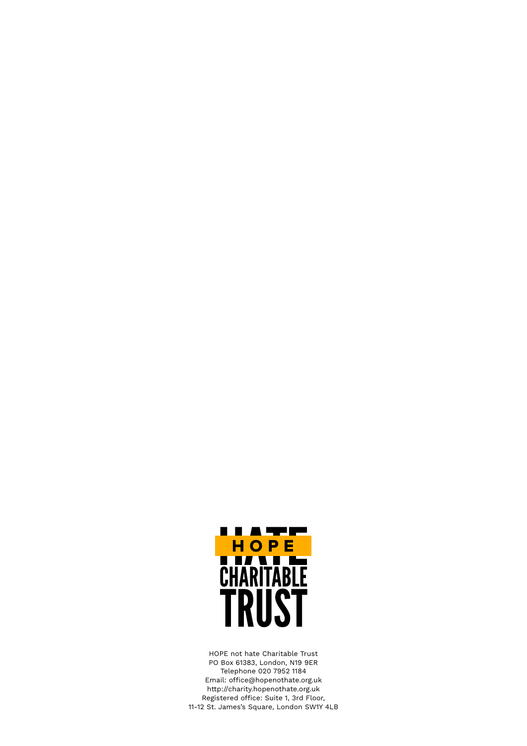HOPE not hate Charitable Trust
PO Box 61383, London, N19 9ER
Telephone 020 7952 1184
Email: office@hopenothate.org.uk
http://charity.hopenothate.org.uk
Registered office: Suite 1, 3rd Floor,
11-12 St. James's Square, London SW1Y 4LB